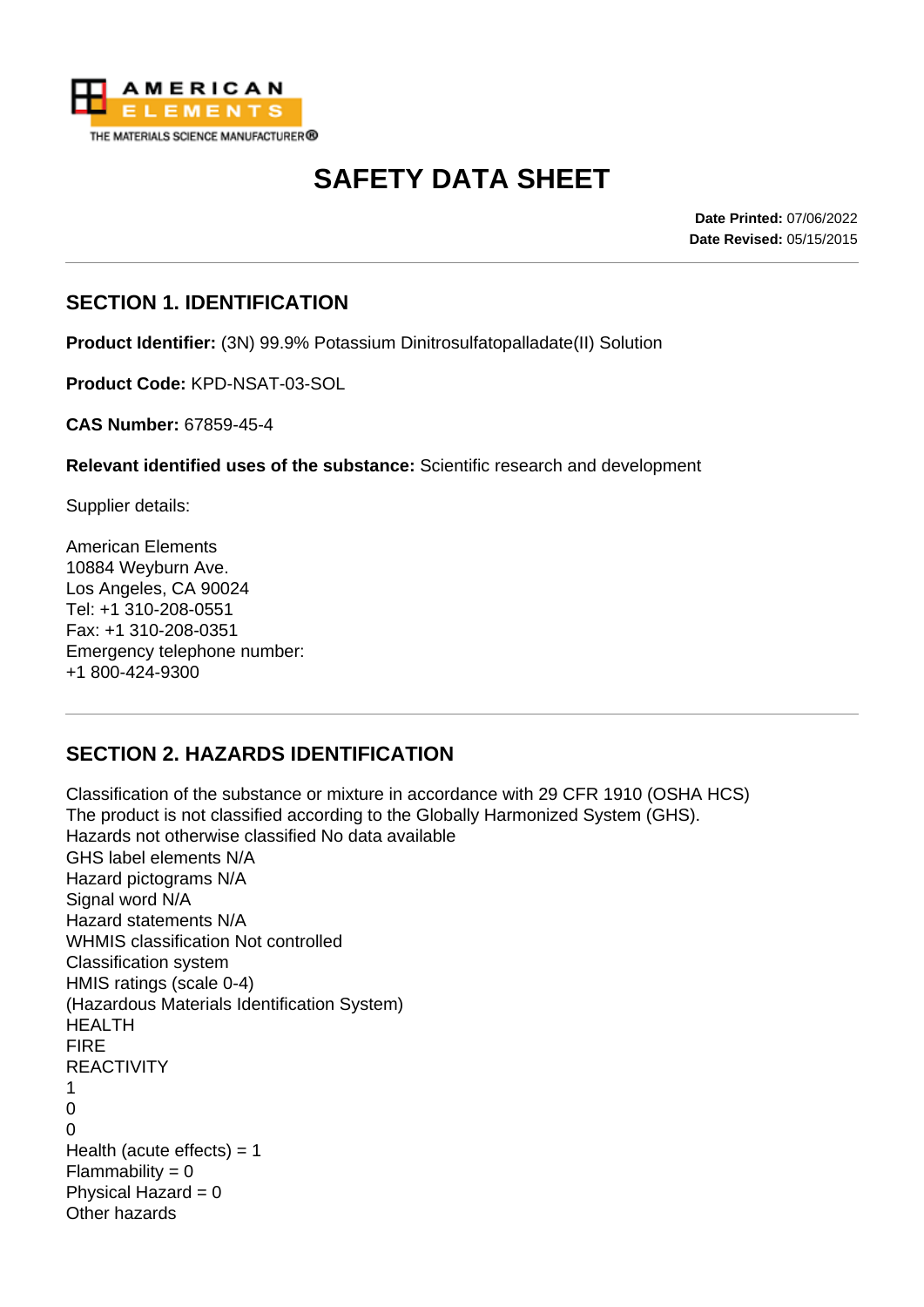AMERICAN ELEMENTS
THE MATERIALS SCIENCE MANUFACTURER®

# SAFETY DATA SHEET

**Date Printed:** 07/06/2022
**Date Revised:** 05/15/2015

## SECTION 1. IDENTIFICATION

**Product Identifier:** (3N) 99.9% Potassium Dinitrosulfatopalladate(II) Solution

**Product Code:** KPD-NSAT-03-SOL

**CAS Number:** 67859-45-4

**Relevant identified uses of the substance:** Scientific research and development

Supplier details:

American Elements
10884 Weyburn Ave.
Los Angeles, CA 90024
Tel: +1 310-208-0551
Fax: +1 310-208-0351
Emergency telephone number:
+1 800-424-9300

## SECTION 2. HAZARDS IDENTIFICATION

Classification of the substance or mixture in accordance with 29 CFR 1910 (OSHA HCS)
The product is not classified according to the Globally Harmonized System (GHS).
Hazards not otherwise classified No data available
GHS label elements N/A
Hazard pictograms N/A
Signal word N/A
Hazard statements N/A
WHMIS classification Not controlled
Classification system
HMIS ratings (scale 0-4)
(Hazardous Materials Identification System)
HEALTH
FIRE
REACTIVITY
1
0
0
Health (acute effects) = 1
Flammability = 0
Physical Hazard = 0
Other hazards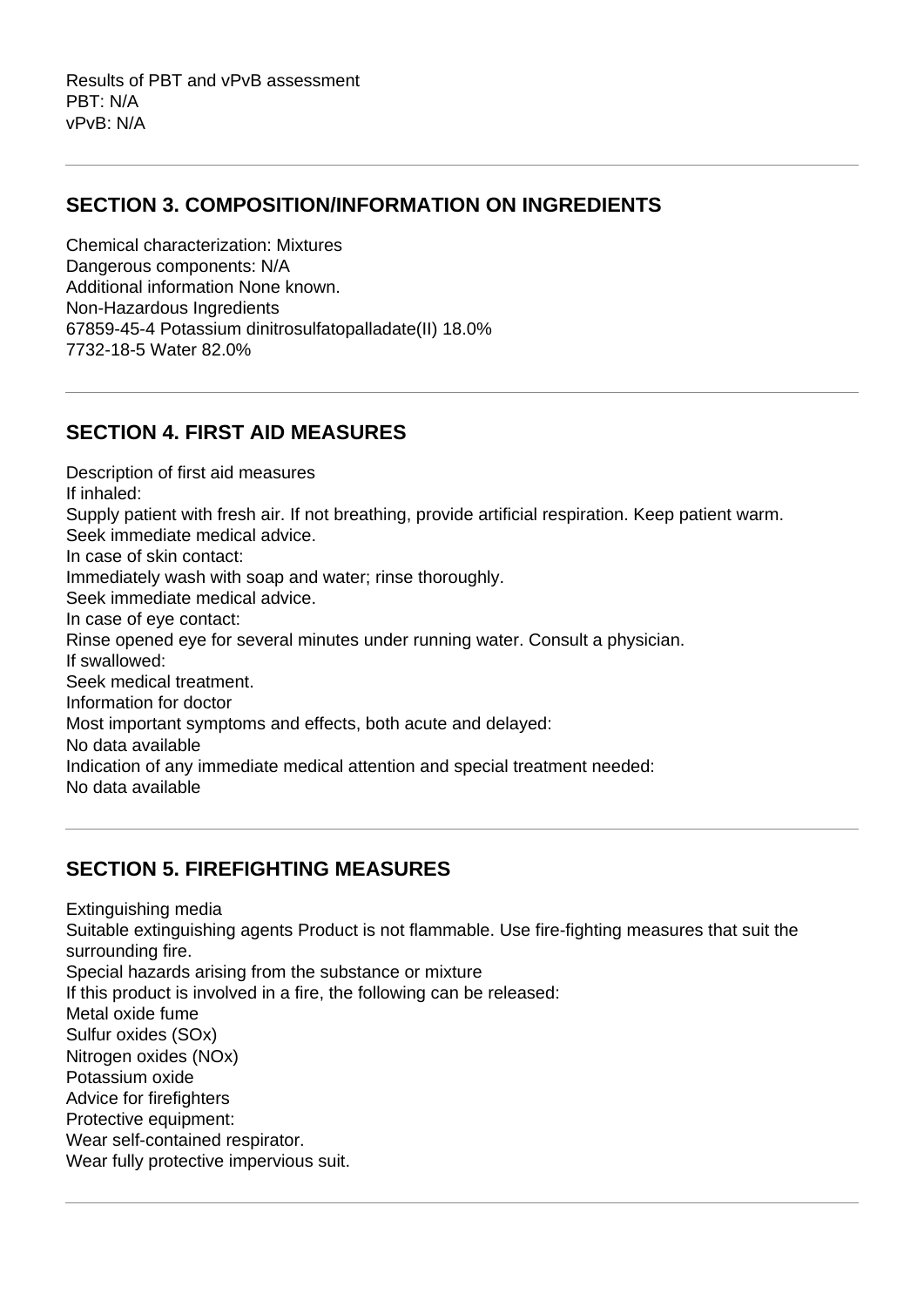Results of PBT and vPvB assessment
PBT: N/A
vPvB: N/A

## SECTION 3. COMPOSITION/INFORMATION ON INGREDIENTS

Chemical characterization: Mixtures
Dangerous components: N/A
Additional information None known.
Non-Hazardous Ingredients
67859-45-4 Potassium dinitrosulfatopalladate(II) 18.0%
7732-18-5 Water 82.0%

## SECTION 4. FIRST AID MEASURES

Description of first aid measures
If inhaled:
Supply patient with fresh air. If not breathing, provide artificial respiration. Keep patient warm.
Seek immediate medical advice.
In case of skin contact:
Immediately wash with soap and water; rinse thoroughly.
Seek immediate medical advice.
In case of eye contact:
Rinse opened eye for several minutes under running water. Consult a physician.
If swallowed:
Seek medical treatment.
Information for doctor
Most important symptoms and effects, both acute and delayed:
No data available
Indication of any immediate medical attention and special treatment needed:
No data available

## SECTION 5. FIREFIGHTING MEASURES

Extinguishing media
Suitable extinguishing agents Product is not flammable. Use fire-fighting measures that suit the surrounding fire.
Special hazards arising from the substance or mixture
If this product is involved in a fire, the following can be released:
Metal oxide fume
Sulfur oxides (SOx)
Nitrogen oxides (NOx)
Potassium oxide
Advice for firefighters
Protective equipment:
Wear self-contained respirator.
Wear fully protective impervious suit.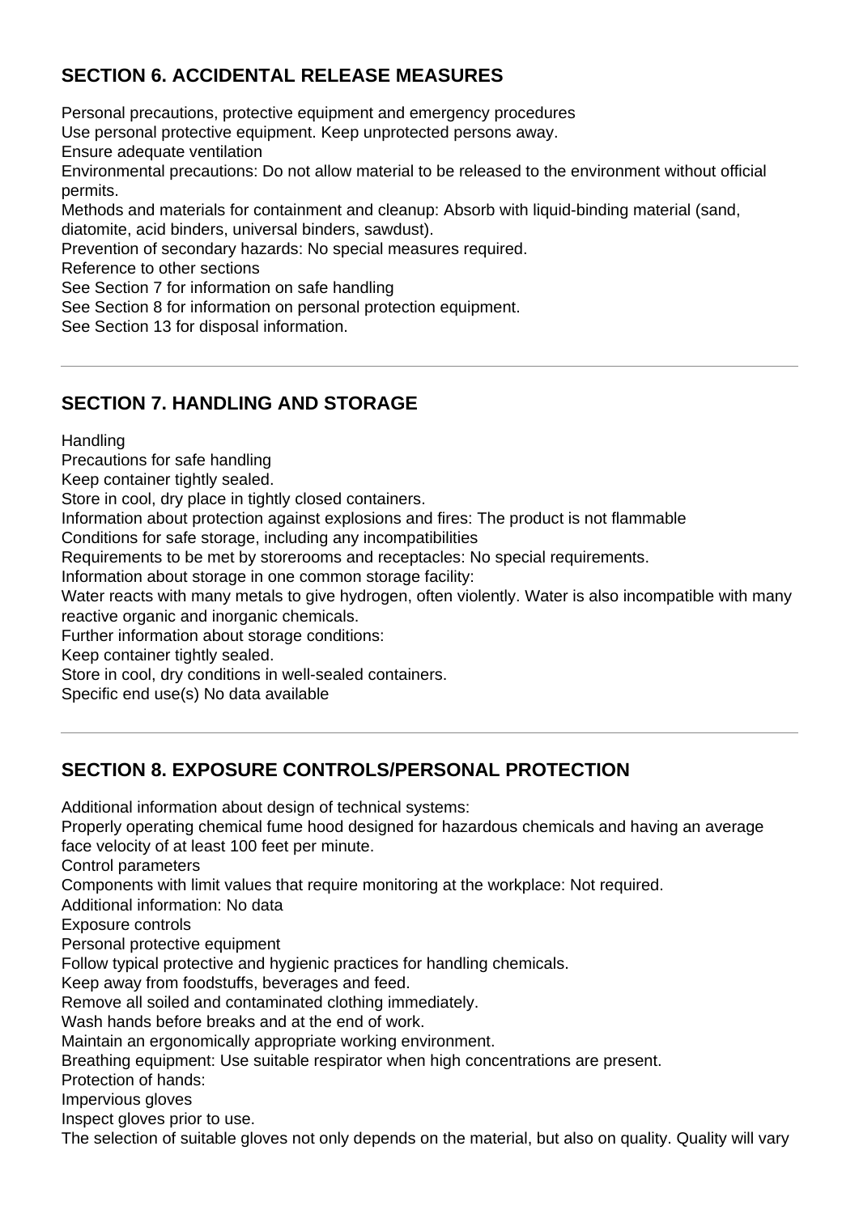## SECTION 6. ACCIDENTAL RELEASE MEASURES

Personal precautions, protective equipment and emergency procedures
Use personal protective equipment. Keep unprotected persons away.
Ensure adequate ventilation
Environmental precautions: Do not allow material to be released to the environment without official permits.
Methods and materials for containment and cleanup: Absorb with liquid-binding material (sand, diatomite, acid binders, universal binders, sawdust).
Prevention of secondary hazards: No special measures required.
Reference to other sections
See Section 7 for information on safe handling
See Section 8 for information on personal protection equipment.
See Section 13 for disposal information.

---

## SECTION 7. HANDLING AND STORAGE

Handling
Precautions for safe handling
Keep container tightly sealed.
Store in cool, dry place in tightly closed containers.
Information about protection against explosions and fires: The product is not flammable
Conditions for safe storage, including any incompatibilities
Requirements to be met by storerooms and receptacles: No special requirements.
Information about storage in one common storage facility:
Water reacts with many metals to give hydrogen, often violently. Water is also incompatible with many reactive organic and inorganic chemicals.
Further information about storage conditions:
Keep container tightly sealed.
Store in cool, dry conditions in well-sealed containers.
Specific end use(s) No data available

---

## SECTION 8. EXPOSURE CONTROLS/PERSONAL PROTECTION

Additional information about design of technical systems:
Properly operating chemical fume hood designed for hazardous chemicals and having an average face velocity of at least 100 feet per minute.
Control parameters
Components with limit values that require monitoring at the workplace: Not required.
Additional information: No data
Exposure controls
Personal protective equipment
Follow typical protective and hygienic practices for handling chemicals.
Keep away from foodstuffs, beverages and feed.
Remove all soiled and contaminated clothing immediately.
Wash hands before breaks and at the end of work.
Maintain an ergonomically appropriate working environment.
Breathing equipment: Use suitable respirator when high concentrations are present.
Protection of hands:
Impervious gloves
Inspect gloves prior to use.
The selection of suitable gloves not only depends on the material, but also on quality. Quality will vary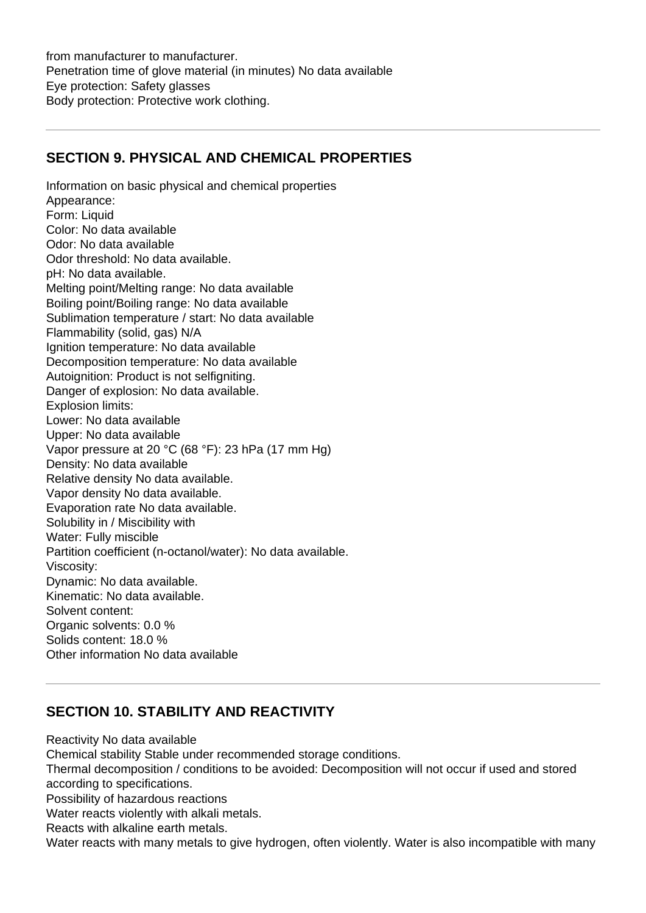from manufacturer to manufacturer.
Penetration time of glove material (in minutes) No data available
Eye protection: Safety glasses
Body protection: Protective work clothing.

## SECTION 9. PHYSICAL AND CHEMICAL PROPERTIES

Information on basic physical and chemical properties
Appearance:
Form: Liquid
Color: No data available
Odor: No data available
Odor threshold: No data available.
pH: No data available.
Melting point/Melting range: No data available
Boiling point/Boiling range: No data available
Sublimation temperature / start: No data available
Flammability (solid, gas) N/A
Ignition temperature: No data available
Decomposition temperature: No data available
Autoignition: Product is not selfigniting.
Danger of explosion: No data available.
Explosion limits:
Lower: No data available
Upper: No data available
Vapor pressure at 20 °C (68 °F): 23 hPa (17 mm Hg)
Density: No data available
Relative density No data available.
Vapor density No data available.
Evaporation rate No data available.
Solubility in / Miscibility with
Water: Fully miscible
Partition coefficient (n-octanol/water): No data available.
Viscosity:
Dynamic: No data available.
Kinematic: No data available.
Solvent content:
Organic solvents: 0.0 %
Solids content: 18.0 %
Other information No data available

## SECTION 10. STABILITY AND REACTIVITY

Reactivity No data available
Chemical stability Stable under recommended storage conditions.
Thermal decomposition / conditions to be avoided: Decomposition will not occur if used and stored according to specifications.
Possibility of hazardous reactions
Water reacts violently with alkali metals.
Reacts with alkaline earth metals.
Water reacts with many metals to give hydrogen, often violently. Water is also incompatible with many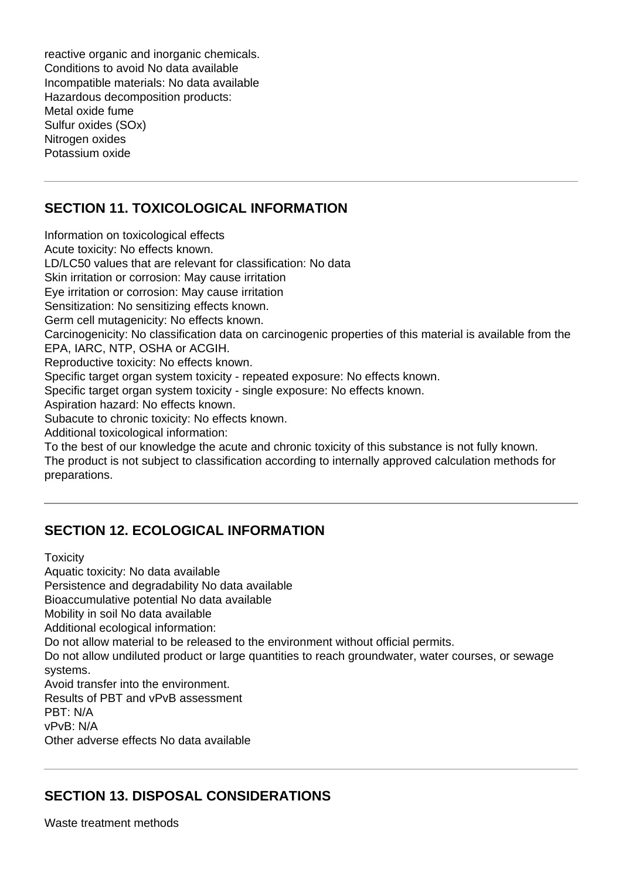reactive organic and inorganic chemicals.
Conditions to avoid No data available
Incompatible materials: No data available
Hazardous decomposition products:
Metal oxide fume
Sulfur oxides (SOx)
Nitrogen oxides
Potassium oxide

---

## SECTION 11. TOXICOLOGICAL INFORMATION

Information on toxicological effects
Acute toxicity: No effects known.
LD/LC50 values that are relevant for classification: No data
Skin irritation or corrosion: May cause irritation
Eye irritation or corrosion: May cause irritation
Sensitization: No sensitizing effects known.
Germ cell mutagenicity: No effects known.
Carcinogenicity: No classification data on carcinogenic properties of this material is available from the EPA, IARC, NTP, OSHA or ACGIH.
Reproductive toxicity: No effects known.
Specific target organ system toxicity - repeated exposure: No effects known.
Specific target organ system toxicity - single exposure: No effects known.
Aspiration hazard: No effects known.
Subacute to chronic toxicity: No effects known.
Additional toxicological information:
To the best of our knowledge the acute and chronic toxicity of this substance is not fully known.
The product is not subject to classification according to internally approved calculation methods for preparations.

---

## SECTION 12. ECOLOGICAL INFORMATION

Toxicity
Aquatic toxicity: No data available
Persistence and degradability No data available
Bioaccumulative potential No data available
Mobility in soil No data available
Additional ecological information:
Do not allow material to be released to the environment without official permits.
Do not allow undiluted product or large quantities to reach groundwater, water courses, or sewage systems.
Avoid transfer into the environment.
Results of PBT and vPvB assessment
PBT: N/A
vPvB: N/A
Other adverse effects No data available

---

## SECTION 13. DISPOSAL CONSIDERATIONS

Waste treatment methods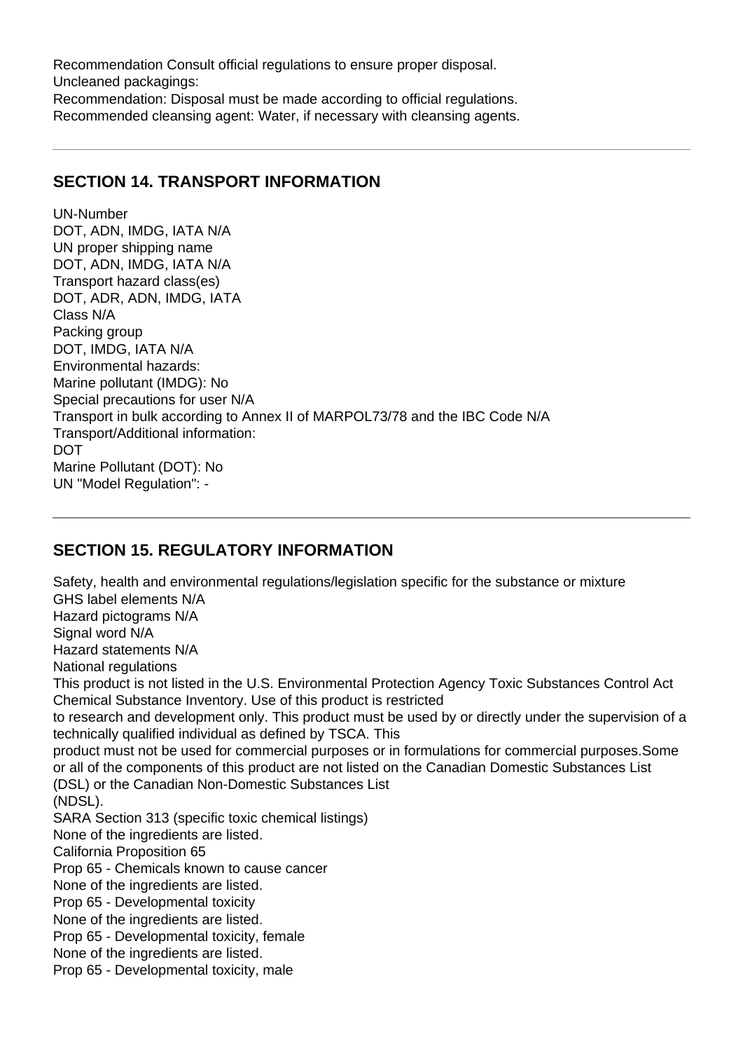Recommendation Consult official regulations to ensure proper disposal.
Uncleaned packagings:
Recommendation: Disposal must be made according to official regulations.
Recommended cleansing agent: Water, if necessary with cleansing agents.

---

## SECTION 14. TRANSPORT INFORMATION

UN-Number
DOT, ADN, IMDG, IATA N/A
UN proper shipping name
DOT, ADN, IMDG, IATA N/A
Transport hazard class(es)
DOT, ADR, ADN, IMDG, IATA
Class N/A
Packing group
DOT, IMDG, IATA N/A
Environmental hazards:
Marine pollutant (IMDG): No
Special precautions for user N/A
Transport in bulk according to Annex II of MARPOL73/78 and the IBC Code N/A
Transport/Additional information:
DOT
Marine Pollutant (DOT): No
UN "Model Regulation": -

---

## SECTION 15. REGULATORY INFORMATION

Safety, health and environmental regulations/legislation specific for the substance or mixture
GHS label elements N/A
Hazard pictograms N/A
Signal word N/A
Hazard statements N/A
National regulations
This product is not listed in the U.S. Environmental Protection Agency Toxic Substances Control Act Chemical Substance Inventory. Use of this product is restricted
to research and development only. This product must be used by or directly under the supervision of a technically qualified individual as defined by TSCA. This
product must not be used for commercial purposes or in formulations for commercial purposes.Some or all of the components of this product are not listed on the Canadian Domestic Substances List (DSL) or the Canadian Non-Domestic Substances List
(NDSL).
SARA Section 313 (specific toxic chemical listings)
None of the ingredients are listed.
California Proposition 65
Prop 65 - Chemicals known to cause cancer
None of the ingredients are listed.
Prop 65 - Developmental toxicity
None of the ingredients are listed.
Prop 65 - Developmental toxicity, female
None of the ingredients are listed.
Prop 65 - Developmental toxicity, male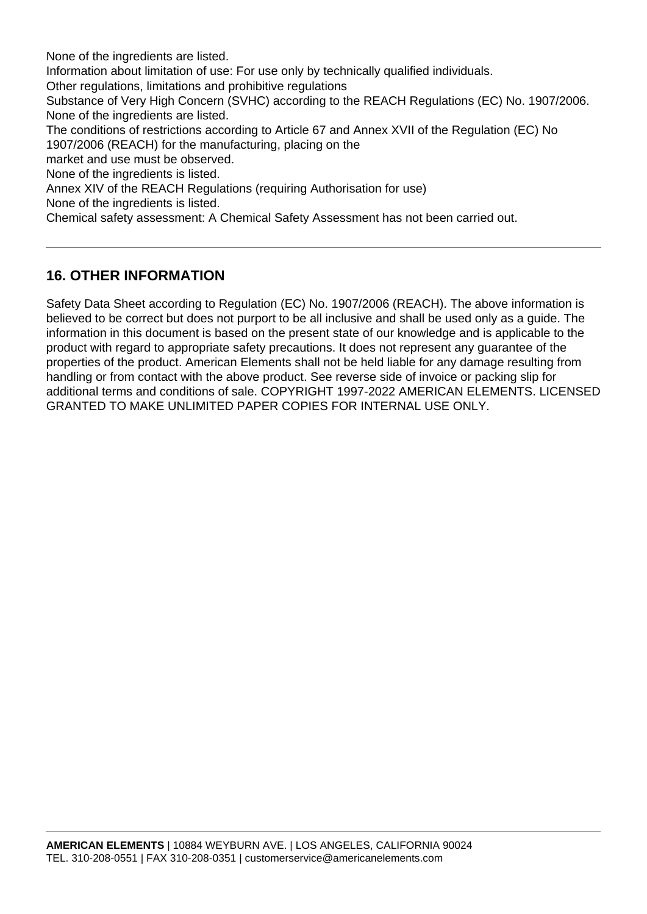None of the ingredients are listed.
Information about limitation of use: For use only by technically qualified individuals.
Other regulations, limitations and prohibitive regulations
Substance of Very High Concern (SVHC) according to the REACH Regulations (EC) No. 1907/2006.
None of the ingredients are listed.
The conditions of restrictions according to Article 67 and Annex XVII of the Regulation (EC) No 1907/2006 (REACH) for the manufacturing, placing on the
market and use must be observed.
None of the ingredients is listed.
Annex XIV of the REACH Regulations (requiring Authorisation for use)
None of the ingredients is listed.
Chemical safety assessment: A Chemical Safety Assessment has not been carried out.

---

## 16. OTHER INFORMATION

Safety Data Sheet according to Regulation (EC) No. 1907/2006 (REACH). The above information is believed to be correct but does not purport to be all inclusive and shall be used only as a guide. The information in this document is based on the present state of our knowledge and is applicable to the product with regard to appropriate safety precautions. It does not represent any guarantee of the properties of the product. American Elements shall not be held liable for any damage resulting from handling or from contact with the above product. See reverse side of invoice or packing slip for additional terms and conditions of sale. COPYRIGHT 1997-2022 AMERICAN ELEMENTS. LICENSED GRANTED TO MAKE UNLIMITED PAPER COPIES FOR INTERNAL USE ONLY.